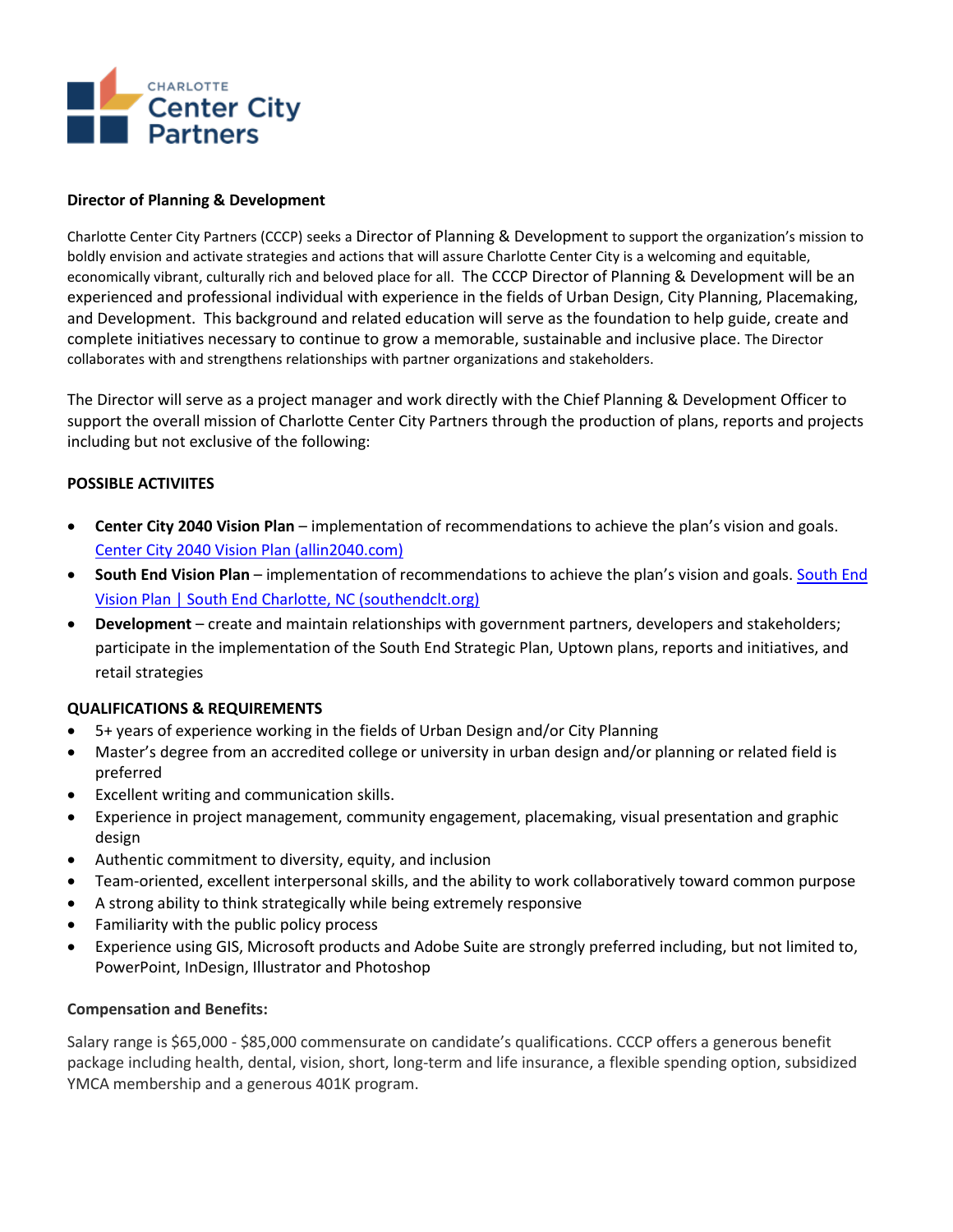CHARLOTTE
Center City
Partners

**Director of Planning & Development**

Charlotte Center City Partners (CCCP) seeks a Director of Planning & Development to support the organization's mission to boldly envision and activate strategies and actions that will assure Charlotte Center City is a welcoming and equitable, economically vibrant, culturally rich and beloved place for all. The CCCP Director of Planning & Development will be an experienced and professional individual with experience in the fields of Urban Design, City Planning, Placemaking, and Development. This background and related education will serve as the foundation to help guide, create and complete initiatives necessary to continue to grow a memorable, sustainable and inclusive place. The Director collaborates with and strengthens relationships with partner organizations and stakeholders.

The Director will serve as a project manager and work directly with the Chief Planning & Development Officer to support the overall mission of Charlotte Center City Partners through the production of plans, reports and projects including but not exclusive of the following:

**POSSIBLE ACTIVIITES**

- **Center City 2040 Vision Plan** – implementation of recommendations to achieve the plan's vision and goals. [Center City 2040 Vision Plan (allin2040.com)](allin2040.com)
- **South End Vision Plan** – implementation of recommendations to achieve the plan's vision and goals. [South End Vision Plan | South End Charlotte, NC (southendclt.org)](southendclt.org)
- **Development** – create and maintain relationships with government partners, developers and stakeholders; participate in the implementation of the South End Strategic Plan, Uptown plans, reports and initiatives, and retail strategies

**QUALIFICATIONS & REQUIREMENTS**

- 5+ years of experience working in the fields of Urban Design and/or City Planning
- Master's degree from an accredited college or university in urban design and/or planning or related field is preferred
- Excellent writing and communication skills.
- Experience in project management, community engagement, placemaking, visual presentation and graphic design
- Authentic commitment to diversity, equity, and inclusion
- Team-oriented, excellent interpersonal skills, and the ability to work collaboratively toward common purpose
- A strong ability to think strategically while being extremely responsive
- Familiarity with the public policy process
- Experience using GIS, Microsoft products and Adobe Suite are strongly preferred including, but not limited to, PowerPoint, InDesign, Illustrator and Photoshop

**Compensation and Benefits:**

Salary range is $65,000 - $85,000 commensurate on candidate's qualifications. CCCP offers a generous benefit package including health, dental, vision, short, long-term and life insurance, a flexible spending option, subsidized YMCA membership and a generous 401K program.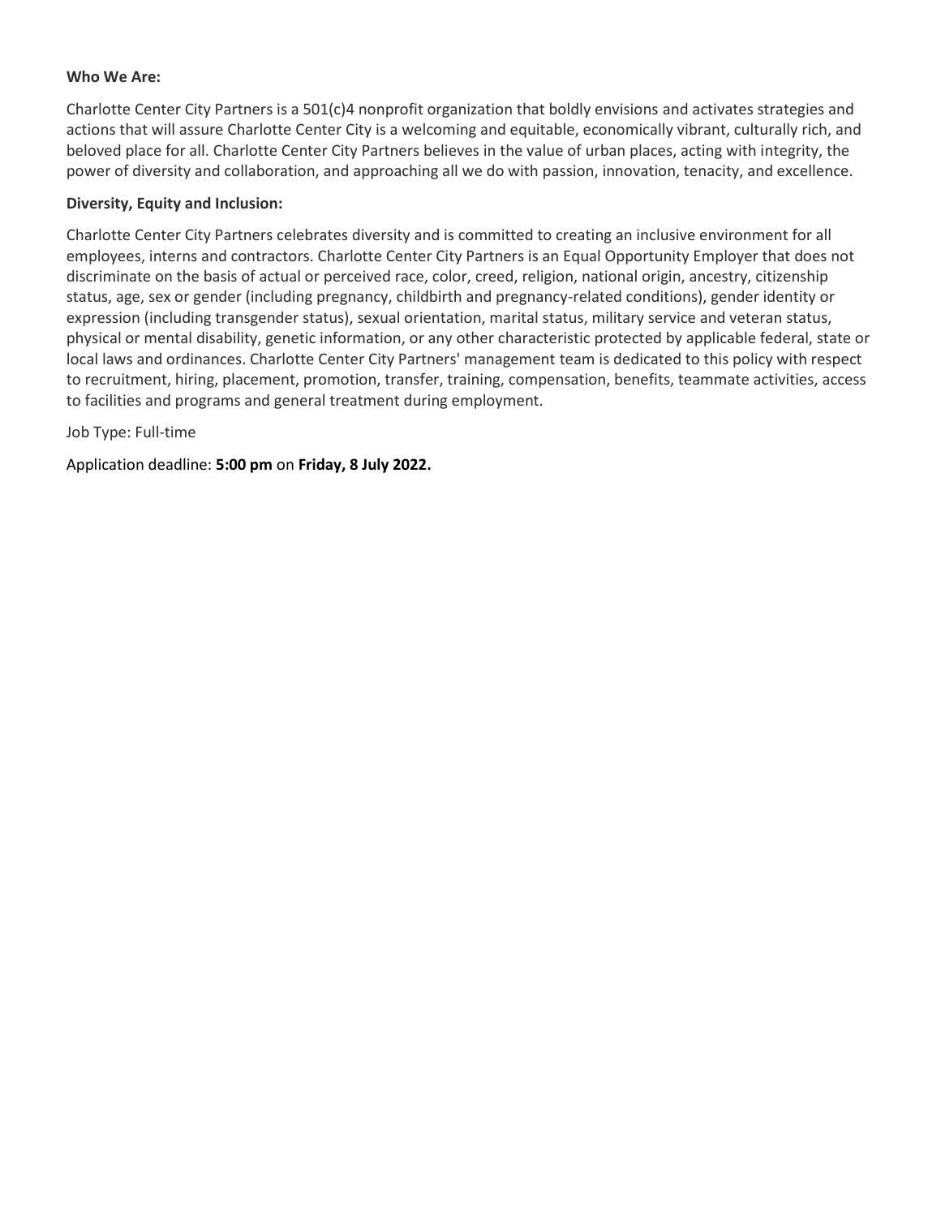**Who We Are:**

Charlotte Center City Partners is a 501(c)4 nonprofit organization that boldly envisions and activates strategies and actions that will assure Charlotte Center City is a welcoming and equitable, economically vibrant, culturally rich, and beloved place for all. Charlotte Center City Partners believes in the value of urban places, acting with integrity, the power of diversity and collaboration, and approaching all we do with passion, innovation, tenacity, and excellence.

**Diversity, Equity and Inclusion:**

Charlotte Center City Partners celebrates diversity and is committed to creating an inclusive environment for all employees, interns and contractors. Charlotte Center City Partners is an Equal Opportunity Employer that does not discriminate on the basis of actual or perceived race, color, creed, religion, national origin, ancestry, citizenship status, age, sex or gender (including pregnancy, childbirth and pregnancy-related conditions), gender identity or expression (including transgender status), sexual orientation, marital status, military service and veteran status, physical or mental disability, genetic information, or any other characteristic protected by applicable federal, state or local laws and ordinances. Charlotte Center City Partners' management team is dedicated to this policy with respect to recruitment, hiring, placement, promotion, transfer, training, compensation, benefits, teammate activities, access to facilities and programs and general treatment during employment.

Job Type: Full-time

Application deadline: **5:00 pm** on **Friday, 8 July 2022.**